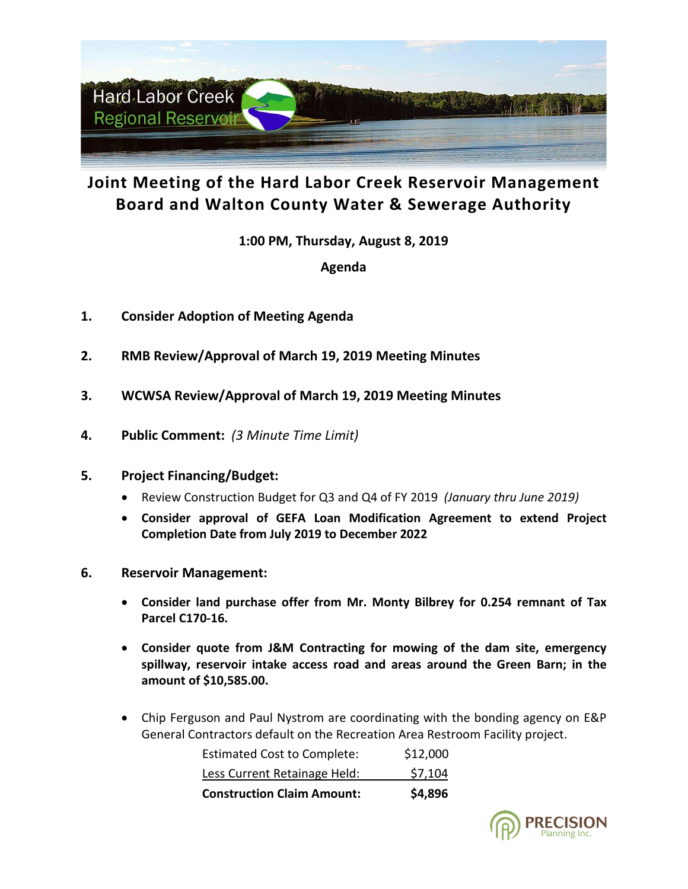Hard Labor Creek Regional Reservoir

# Joint Meeting of the Hard Labor Creek Reservoir Management Board and Walton County Water & Sewerage Authority

**1:00 PM, Thursday, August 8, 2019**

**Agenda**

1. **Consider Adoption of Meeting Agenda**

2. **RMB Review/Approval of March 19, 2019 Meeting Minutes**

3. **WCWSA Review/Approval of March 19, 2019 Meeting Minutes**

4. **Public Comment:** *(3 Minute Time Limit)*

5. **Project Financing/Budget:**
   - Review Construction Budget for Q3 and Q4 of FY 2019 *(January thru June 2019)*
   - **Consider approval of GEFA Loan Modification Agreement to extend Project Completion Date from July 2019 to December 2022**

6. **Reservoir Management:**
   - **Consider land purchase offer from Mr. Monty Bilbrey for 0.254 remnant of Tax Parcel C170-16.**
   - **Consider quote from J&M Contracting for mowing of the dam site, emergency spillway, reservoir intake access road and areas around the Green Barn; in the amount of $10,585.00.**
   - Chip Ferguson and Paul Nystrom are coordinating with the bonding agency on E&P General Contractors default on the Recreation Area Restroom Facility project.

| | |
|---|---|
| Estimated Cost to Complete: | $12,000 |
| Less Current Retainage Held: | $7,104 |
| **Construction Claim Amount:** | **$4,896** |

PRECISION Planning Inc.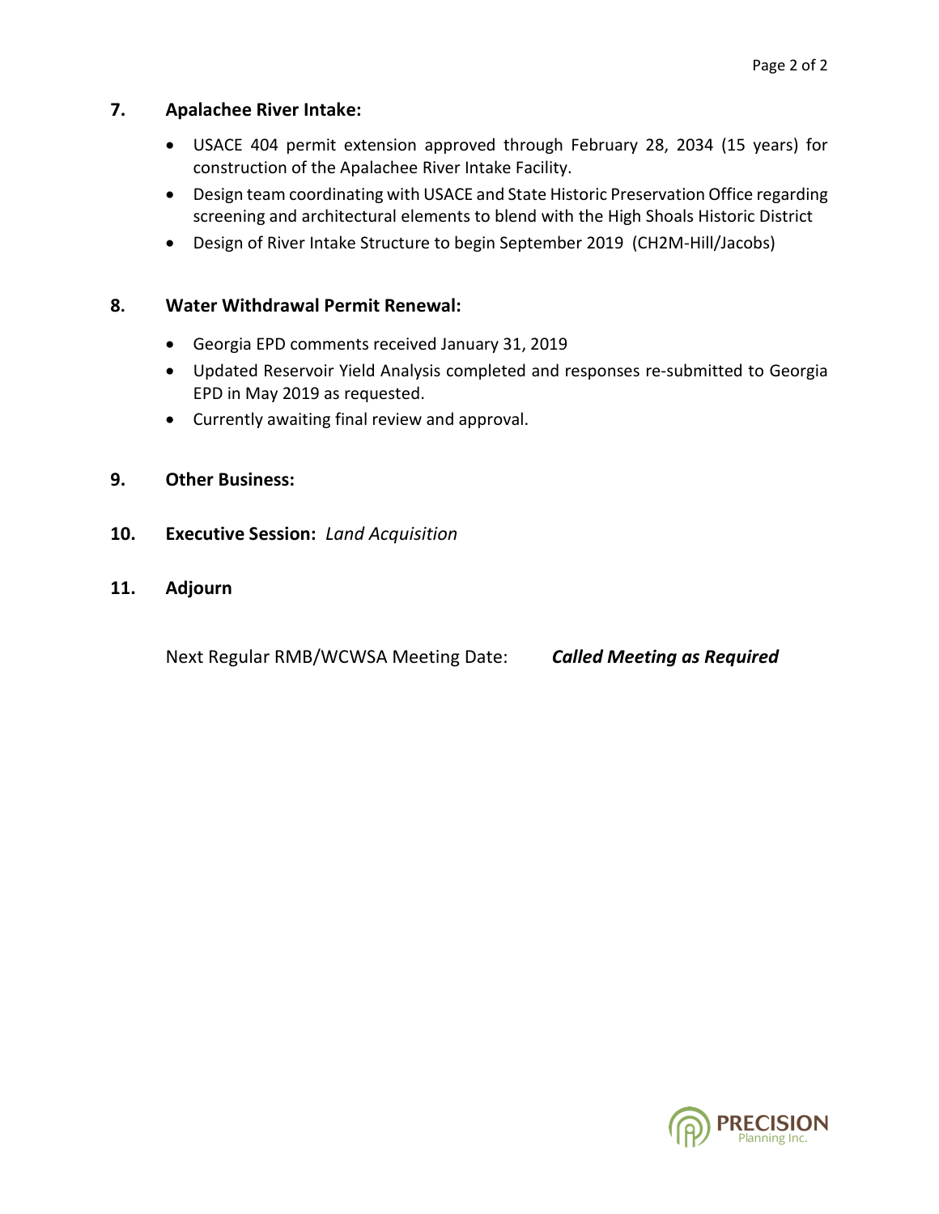**7. Apalachee River Intake:**

- USACE 404 permit extension approved through February 28, 2034 (15 years) for construction of the Apalachee River Intake Facility.
- Design team coordinating with USACE and State Historic Preservation Office regarding screening and architectural elements to blend with the High Shoals Historic District
- Design of River Intake Structure to begin September 2019 (CH2M-Hill/Jacobs)

**8. Water Withdrawal Permit Renewal:**

- Georgia EPD comments received January 31, 2019
- Updated Reservoir Yield Analysis completed and responses re-submitted to Georgia EPD in May 2019 as requested.
- Currently awaiting final review and approval.

**9. Other Business:**

**10. Executive Session:** *Land Acquisition*

**11. Adjourn**

Next Regular RMB/WCWSA Meeting Date: ***Called Meeting as Required***

PRECISION Planning Inc.